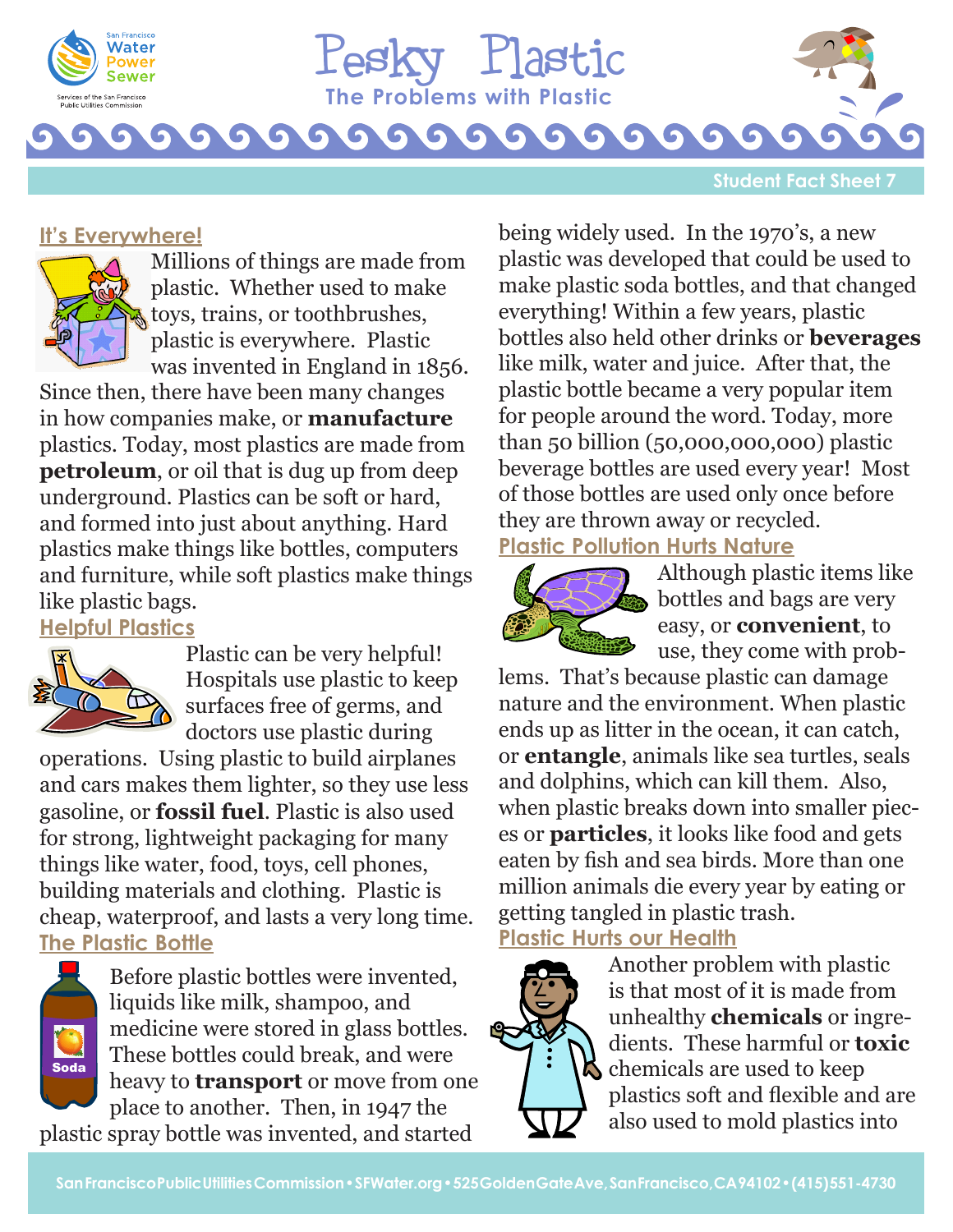# Pesky Plastic

## The Problems with Plastic

Student Fact Sheet 7

### It's Everywhere!

Millions of things are made from plastic. Whether used to make toys, trains, or toothbrushes, plastic is everywhere. Plastic was invented in England in 1856. Since then, there have been many changes in how companies make, or **manufacture** plastics. Today, most plastics are made from **petroleum**, or oil that is dug up from deep underground. Plastics can be soft or hard, and formed into just about anything. Hard plastics make things like bottles, computers and furniture, while soft plastics make things like plastic bags.

### Helpful Plastics

Plastic can be very helpful! Hospitals use plastic to keep surfaces free of germs, and doctors use plastic during operations. Using plastic to build airplanes and cars makes them lighter, so they use less gasoline, or **fossil fuel**. Plastic is also used for strong, lightweight packaging for many things like water, food, toys, cell phones, building materials and clothing. Plastic is cheap, waterproof, and lasts a very long time.

### The Plastic Bottle

Before plastic bottles were invented, liquids like milk, shampoo, and medicine were stored in glass bottles. These bottles could break, and were heavy to **transport** or move from one place to another. Then, in 1947 the plastic spray bottle was invented, and started being widely used. In the 1970's, a new plastic was developed that could be used to make plastic soda bottles, and that changed everything! Within a few years, plastic bottles also held other drinks or **beverages** like milk, water and juice. After that, the plastic bottle became a very popular item for people around the word. Today, more than 50 billion (50,000,000,000) plastic beverage bottles are used every year! Most of those bottles are used only once before they are thrown away or recycled.

### Plastic Pollution Hurts Nature

Although plastic items like bottles and bags are very easy, or **convenient**, to use, they come with problems. That's because plastic can damage nature and the environment. When plastic ends up as litter in the ocean, it can catch, or **entangle**, animals like sea turtles, seals and dolphins, which can kill them. Also, when plastic breaks down into smaller pieces or **particles**, it looks like food and gets eaten by fish and sea birds. More than one million animals die every year by eating or getting tangled in plastic trash.

### Plastic Hurts our Health

Another problem with plastic is that most of it is made from unhealthy **chemicals** or ingredients. These harmful or **toxic** chemicals are used to keep plastics soft and flexible and are also used to mold plastics into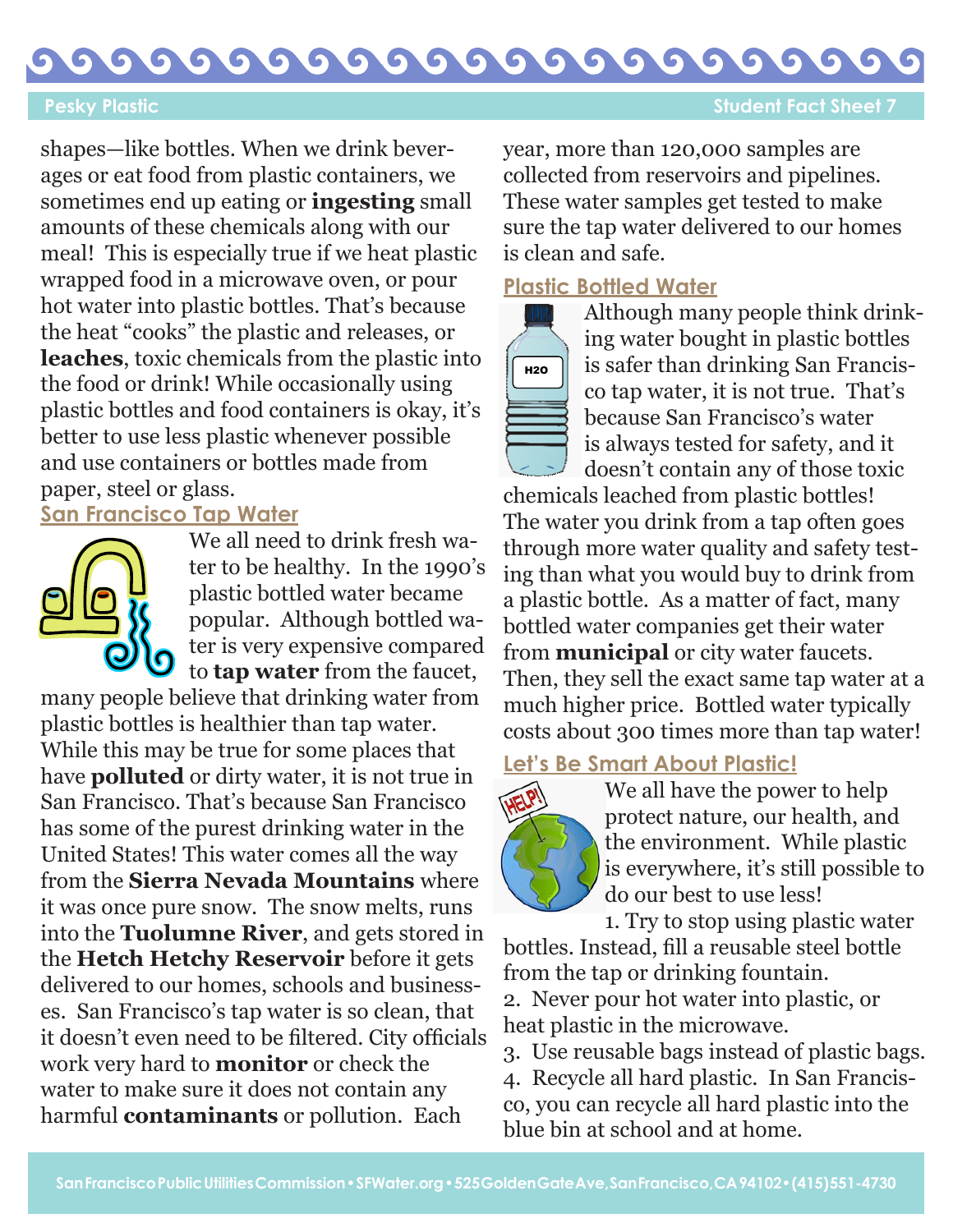shapes—like bottles. When we drink beverages or eat food from plastic containers, we sometimes end up eating or **ingesting** small amounts of these chemicals along with our meal! This is especially true if we heat plastic wrapped food in a microwave oven, or pour hot water into plastic bottles. That's because the heat "cooks" the plastic and releases, or **leaches**, toxic chemicals from the plastic into the food or drink! While occasionally using plastic bottles and food containers is okay, it's better to use less plastic whenever possible and use containers or bottles made from paper, steel or glass.

## San Francisco Tap Water

We all need to drink fresh water to be healthy. In the 1990's plastic bottled water became popular. Although bottled water is very expensive compared to **tap water** from the faucet, many people believe that drinking water from plastic bottles is healthier than tap water. While this may be true for some places that have **polluted** or dirty water, it is not true in San Francisco. That's because San Francisco has some of the purest drinking water in the United States! This water comes all the way from the **Sierra Nevada Mountains** where it was once pure snow. The snow melts, runs into the **Tuolumne River**, and gets stored in the **Hetch Hetchy Reservoir** before it gets delivered to our homes, schools and businesses. San Francisco's tap water is so clean, that it doesn't even need to be filtered. City officials work very hard to **monitor** or check the water to make sure it does not contain any harmful **contaminants** or pollution. Each year, more than 120,000 samples are collected from reservoirs and pipelines. These water samples get tested to make sure the tap water delivered to our homes is clean and safe.

## Plastic Bottled Water

Although many people think drinking water bought in plastic bottles is safer than drinking San Francisco tap water, it is not true. That's because San Francisco's water is always tested for safety, and it doesn't contain any of those toxic chemicals leached from plastic bottles! The water you drink from a tap often goes through more water quality and safety testing than what you would buy to drink from a plastic bottle. As a matter of fact, many bottled water companies get their water from **municipal** or city water faucets. Then, they sell the exact same tap water at a much higher price. Bottled water typically costs about 300 times more than tap water!

## Let's Be Smart About Plastic!

We all have the power to help protect nature, our health, and the environment. While plastic is everywhere, it's still possible to do our best to use less!

1. Try to stop using plastic water bottles. Instead, fill a reusable steel bottle from the tap or drinking fountain.
2. Never pour hot water into plastic, or heat plastic in the microwave.
3. Use reusable bags instead of plastic bags.
4. Recycle all hard plastic. In San Francisco, you can recycle all hard plastic into the blue bin at school and at home.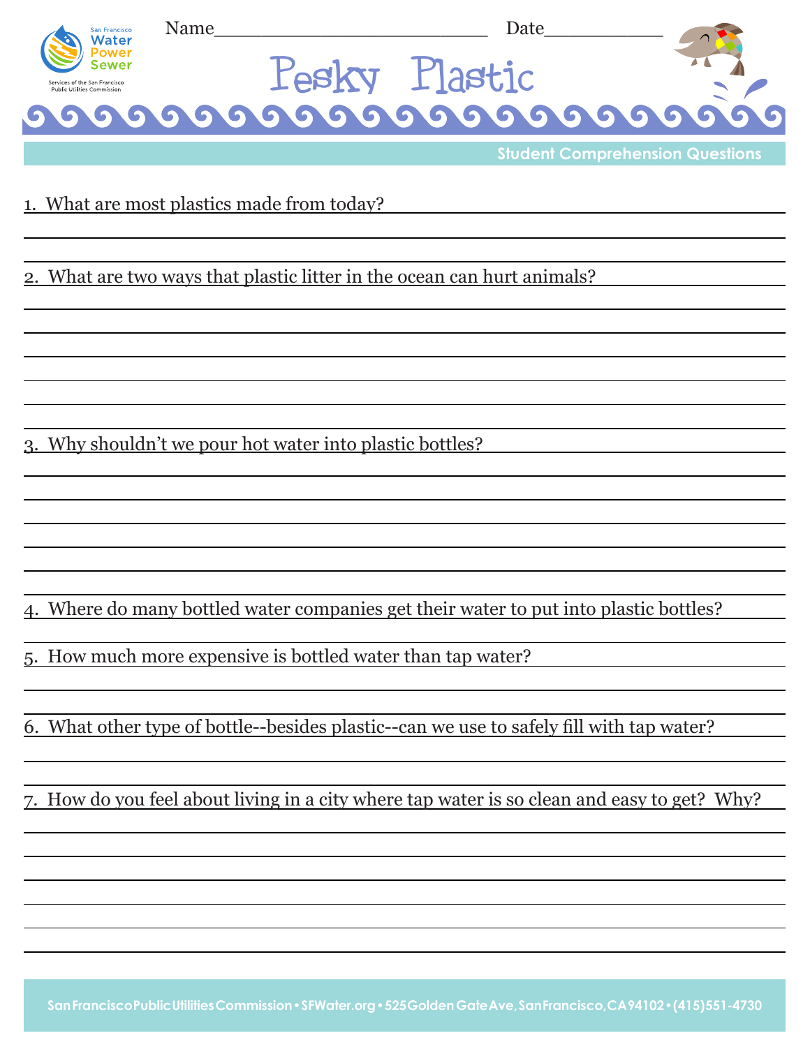San Francisco Water Power Sewer

Services of the San Francisco Public Utilities Commission

Name_________________________ Date___________

# Pesky Plastic

## Student Comprehension Questions

1. What are most plastics made from today?

2. What are two ways that plastic litter in the ocean can hurt animals?

3. Why shouldn't we pour hot water into plastic bottles?

4. Where do many bottled water companies get their water to put into plastic bottles?

5. How much more expensive is bottled water than tap water?

6. What other type of bottle--besides plastic--can we use to safely fill with tap water?

7. How do you feel about living in a city where tap water is so clean and easy to get? Why?

San Francisco Public Utilities Commission • SFWater.org • 525 Golden Gate Ave, San Francisco, CA 94102 • (415) 551-4730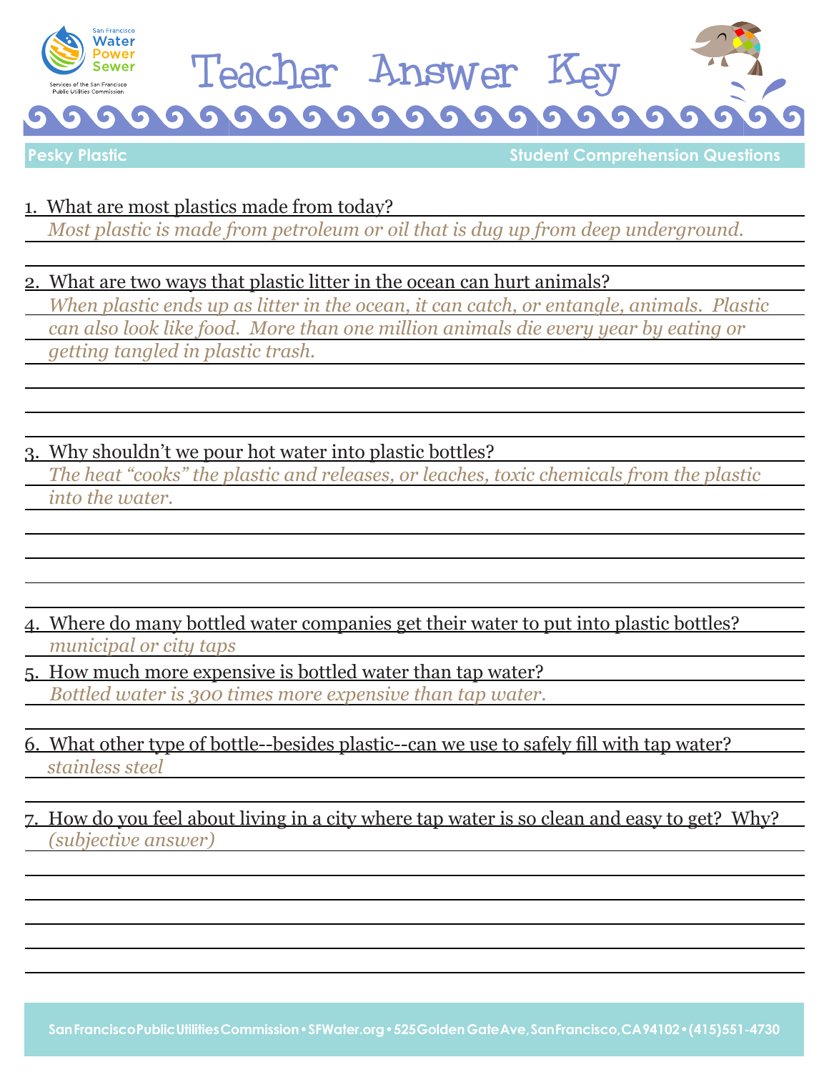# Teacher Answer Key

**Pesky Plastic** — **Student Comprehension Questions**

1. What are most plastics made from today?

   *Most plastic is made from petroleum or oil that is dug up from deep underground.*

2. What are two ways that plastic litter in the ocean can hurt animals?

   *When plastic ends up as litter in the ocean, it can catch, or entangle, animals. Plastic can also look like food. More than one million animals die every year by eating or getting tangled in plastic trash.*

3. Why shouldn't we pour hot water into plastic bottles?

   *The heat "cooks" the plastic and releases, or leaches, toxic chemicals from the plastic into the water.*

4. Where do many bottled water companies get their water to put into plastic bottles?

   *municipal or city taps*

5. How much more expensive is bottled water than tap water?

   *Bottled water is 300 times more expensive than tap water.*

6. What other type of bottle--besides plastic--can we use to safely fill with tap water?

   *stainless steel*

7. How do you feel about living in a city where tap water is so clean and easy to get? Why?

   *(subjective answer)*

San Francisco Public Utilities Commission • SFWater.org • 525 Golden Gate Ave, San Francisco, CA 94102 • (415) 551-4730